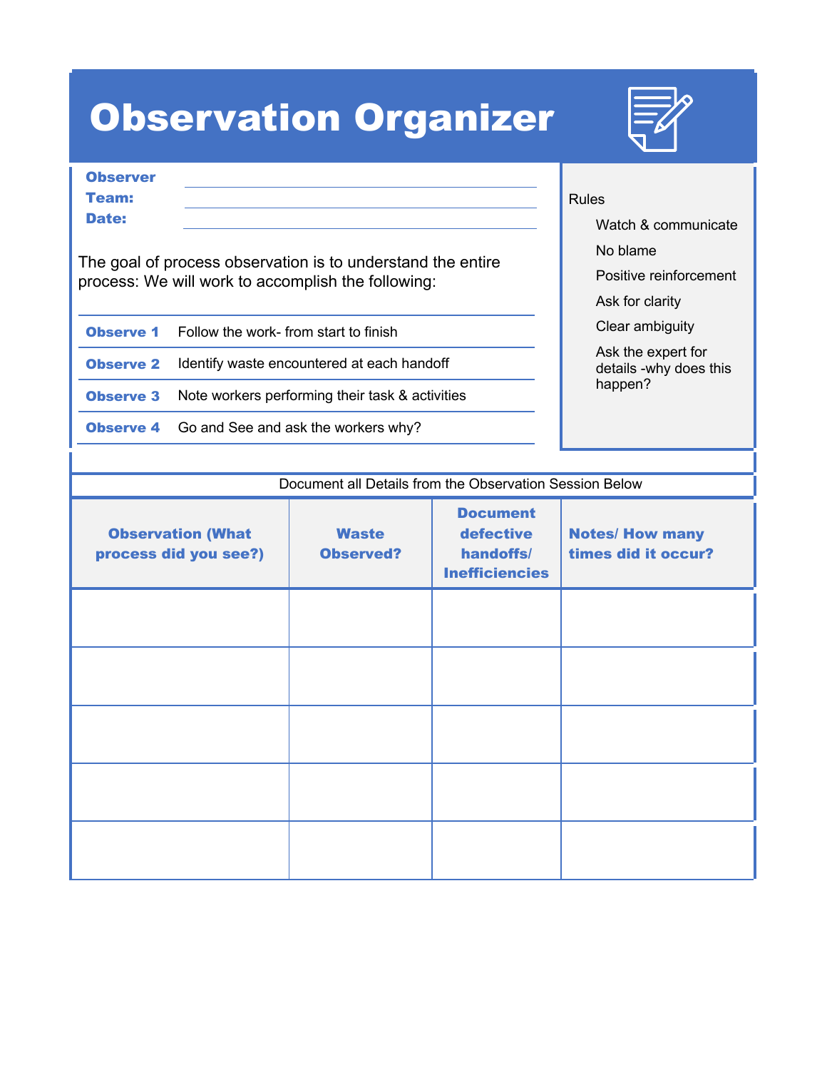# Observation Organizer

**Observer**

**Team:**

**Date:**

The goal of process observation is to understand the entire process: We will work to accomplish the following:

| | |
|---|---|
| **Observe 1** | Follow the work- from start to finish |
| **Observe 2** | Identify waste encountered at each handoff |
| **Observe 3** | Note workers performing their task & activities |
| **Observe 4** | Go and See and ask the workers why? |

Rules

- Watch & communicate
- No blame
- Positive reinforcement
- Ask for clarity
- Clear ambiguity
- Ask the expert for details -why does this happen?

Document all Details from the Observation Session Below

| Observation (What process did you see?) | Waste Observed? | Document defective handoffs/ Inefficiencies | Notes/ How many times did it occur? |
|---|---|---|---|
| | | | |
| | | | |
| | | | |
| | | | |
| | | | |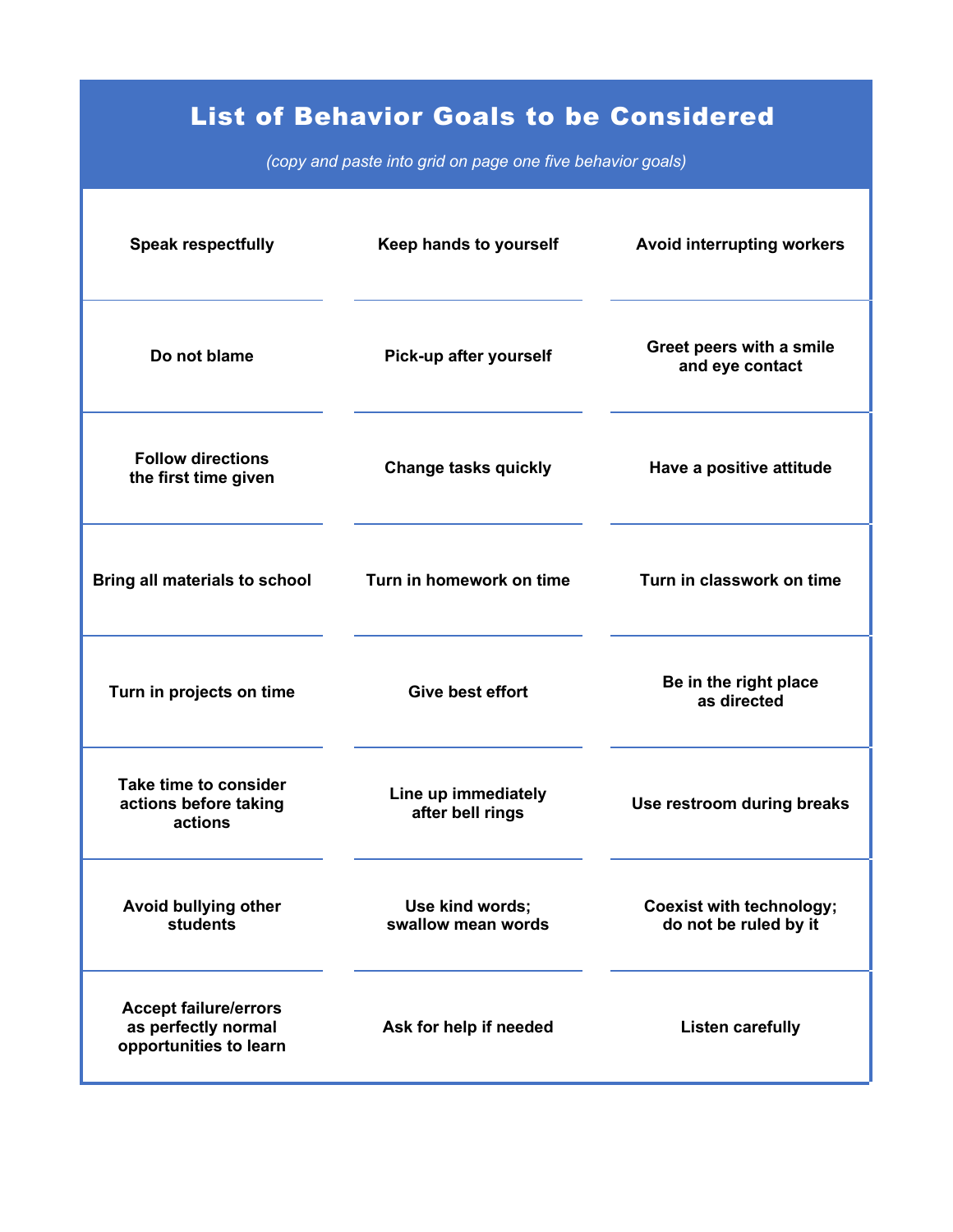# List of Behavior Goals to be Considered

*(copy and paste into grid on page one five behavior goals)*

| | | |
|---|---|---|
| **Speak respectfully** | **Keep hands to yourself** | **Avoid interrupting workers** |
| **Do not blame** | **Pick-up after yourself** | **Greet peers with a smile and eye contact** |
| **Follow directions the first time given** | **Change tasks quickly** | **Have a positive attitude** |
| **Bring all materials to school** | **Turn in homework on time** | **Turn in classwork on time** |
| **Turn in projects on time** | **Give best effort** | **Be in the right place as directed** |
| **Take time to consider actions before taking actions** | **Line up immediately after bell rings** | **Use restroom during breaks** |
| **Avoid bullying other students** | **Use kind words; swallow mean words** | **Coexist with technology; do not be ruled by it** |
| **Accept failure/errors as perfectly normal opportunities to learn** | **Ask for help if needed** | **Listen carefully** |